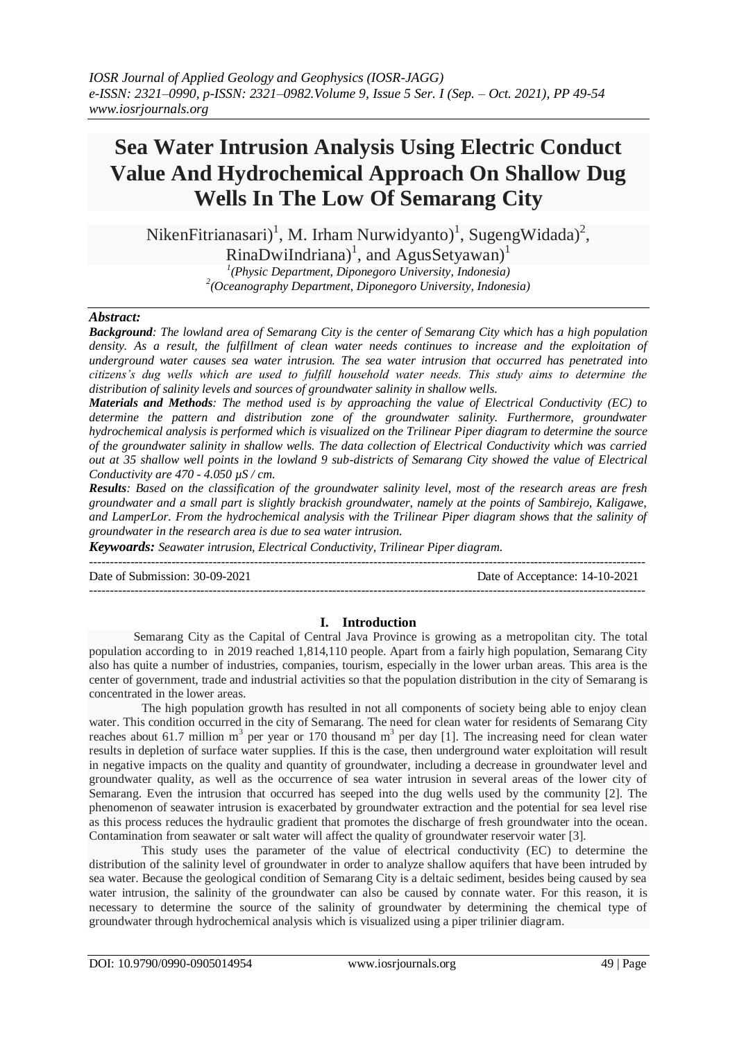# Sea Water Intrusion Analysis Using Electric Conduct Value And Hydrochemical Approach On Shallow Dug Wells In The Low Of Semarang City

NikenFitrianasari)[1], M. Irham Nurwidyanto)[1], SugengWidada)[2], RinaDwiIndriana)[1], and AgusSetyawan)[1]

[1](Physic Department, Diponegoro University, Indonesia)
[2](Oceanography Department, Diponegoro University, Indonesia)

***Abstract:***

***Background****: The lowland area of Semarang City is the center of Semarang City which has a high population density. As a result, the fulfillment of clean water needs continues to increase and the exploitation of underground water causes sea water intrusion. The sea water intrusion that occurred has penetrated into citizens's dug wells which are used to fulfill household water needs. This study aims to determine the distribution of salinity levels and sources of groundwater salinity in shallow wells.*

***Materials and Methods****: The method used is by approaching the value of Electrical Conductivity (EC) to determine the pattern and distribution zone of the groundwater salinity. Furthermore, groundwater hydrochemical analysis is performed which is visualized on the Trilinear Piper diagram to determine the source of the groundwater salinity in shallow wells. The data collection of Electrical Conductivity which was carried out at 35 shallow well points in the lowland 9 sub-districts of Semarang City showed the value of Electrical Conductivity are 470 - 4.050 µS / cm.*

***Results****: Based on the classification of the groundwater salinity level, most of the research areas are fresh groundwater and a small part is slightly brackish groundwater, namely at the points of Sambirejo, Kaligawe, and LamperLor. From the hydrochemical analysis with the Trilinear Piper diagram shows that the salinity of groundwater in the research area is due to sea water intrusion.*

***Keywords:*** *Seawater intrusion, Electrical Conductivity, Trilinear Piper diagram.*

---

Date of Submission: 30-09-2021 Date of Acceptance: 14-10-2021

---

## I. Introduction

Semarang City as the Capital of Central Java Province is growing as a metropolitan city. The total population according to in 2019 reached 1,814,110 people. Apart from a fairly high population, Semarang City also has quite a number of industries, companies, tourism, especially in the lower urban areas. This area is the center of government, trade and industrial activities so that the population distribution in the city of Semarang is concentrated in the lower areas.

The high population growth has resulted in not all components of society being able to enjoy clean water. This condition occurred in the city of Semarang. The need for clean water for residents of Semarang City reaches about 61.7 million $m^3$ per year or 170 thousand $m^3$ per day [1]. The increasing need for clean water results in depletion of surface water supplies. If this is the case, then underground water exploitation will result in negative impacts on the quality and quantity of groundwater, including a decrease in groundwater level and groundwater quality, as well as the occurrence of sea water intrusion in several areas of the lower city of Semarang. Even the intrusion that occurred has seeped into the dug wells used by the community [2]. The phenomenon of seawater intrusion is exacerbated by groundwater extraction and the potential for sea level rise as this process reduces the hydraulic gradient that promotes the discharge of fresh groundwater into the ocean. Contamination from seawater or salt water will affect the quality of groundwater reservoir water [3].

This study uses the parameter of the value of electrical conductivity (EC) to determine the distribution of the salinity level of groundwater in order to analyze shallow aquifers that have been intruded by sea water. Because the geological condition of Semarang City is a deltaic sediment, besides being caused by sea water intrusion, the salinity of the groundwater can also be caused by connate water. For this reason, it is necessary to determine the source of the salinity of groundwater by determining the chemical type of groundwater through hydrochemical analysis which is visualized using a piper trilinier diagram.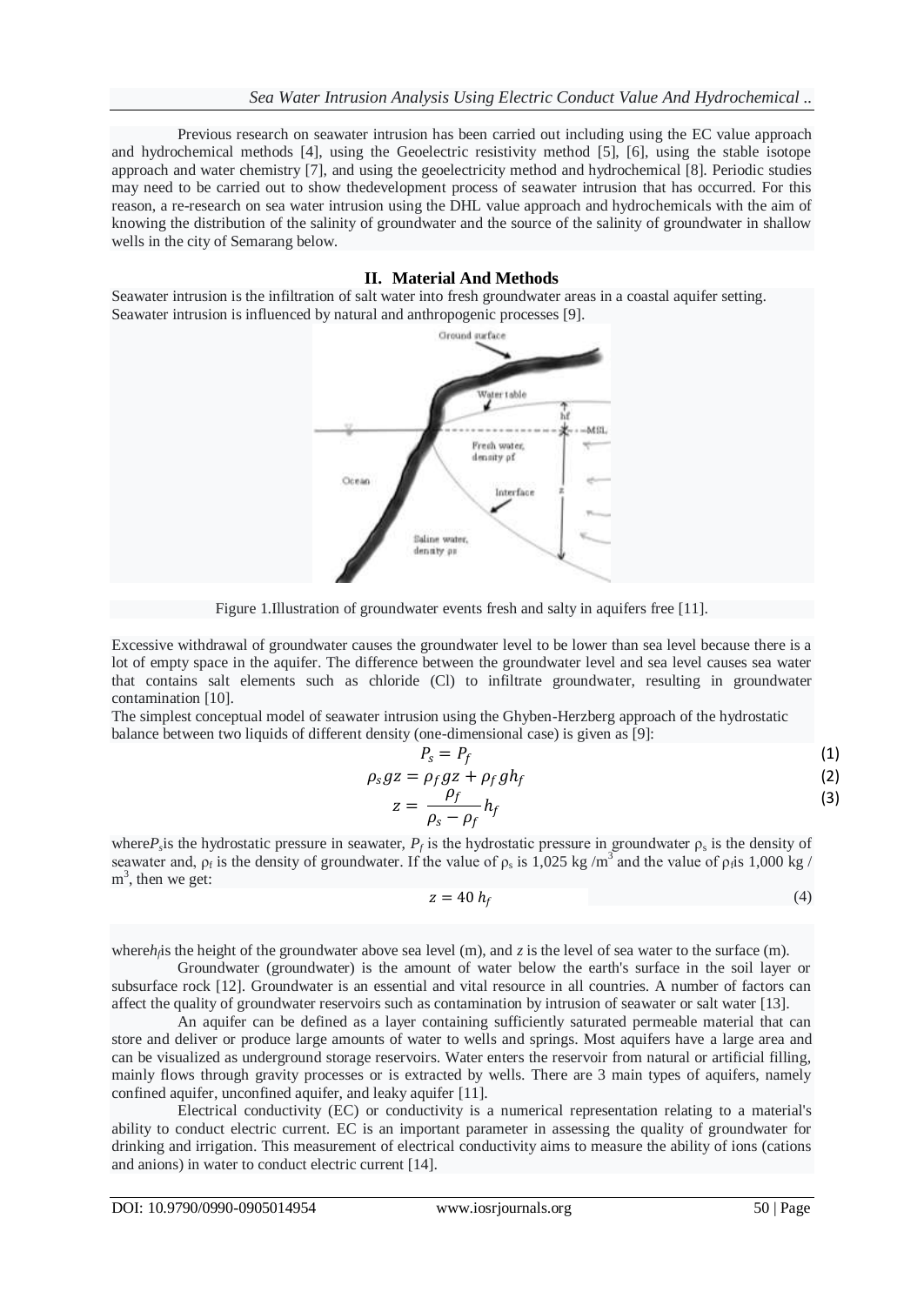Previous research on seawater intrusion has been carried out including using the EC value approach and hydrochemical methods [4], using the Geoelectric resistivity method [5], [6], using the stable isotope approach and water chemistry [7], and using the geoelectricity method and hydrochemical [8]. Periodic studies may need to be carried out to show thedevelopment process of seawater intrusion that has occurred. For this reason, a re-research on sea water intrusion using the DHL value approach and hydrochemicals with the aim of knowing the distribution of the salinity of groundwater and the source of the salinity of groundwater in shallow wells in the city of Semarang below.

## II. Material And Methods

Seawater intrusion is the infiltration of salt water into fresh groundwater areas in a coastal aquifer setting. Seawater intrusion is influenced by natural and anthropogenic processes [9].

Figure 1.Illustration of groundwater events fresh and salty in aquifers free [11].

Excessive withdrawal of groundwater causes the groundwater level to be lower than sea level because there is a lot of empty space in the aquifer. The difference between the groundwater level and sea level causes sea water that contains salt elements such as chloride (Cl) to infiltrate groundwater, resulting in groundwater contamination [10].

The simplest conceptual model of seawater intrusion using the Ghyben-Herzberg approach of the hydrostatic balance between two liquids of different density (one-dimensional case) is given as [9]:

$$P_s = P_f \tag{1}$$

$$\rho_s g z = \rho_f g z + \rho_f g h_f \tag{2}$$

$$z = \frac{\rho_f}{\rho_s - \rho_f} h_f \tag{3}$$

where$P_s$is the hydrostatic pressure in seawater, $P_f$ is the hydrostatic pressure in groundwater $\rho_s$ is the density of seawater and, $\rho_f$ is the density of groundwater. If the value of $\rho_s$ is 1,025 kg /m$^3$ and the value of $\rho_f$is 1,000 kg / m$^3$, then we get:

$$z = 40\ h_f \tag{4}$$

where$h_f$is the height of the groundwater above sea level (m), and $z$ is the level of sea water to the surface (m).

Groundwater (groundwater) is the amount of water below the earth's surface in the soil layer or subsurface rock [12]. Groundwater is an essential and vital resource in all countries. A number of factors can affect the quality of groundwater reservoirs such as contamination by intrusion of seawater or salt water [13].

An aquifer can be defined as a layer containing sufficiently saturated permeable material that can store and deliver or produce large amounts of water to wells and springs. Most aquifers have a large area and can be visualized as underground storage reservoirs. Water enters the reservoir from natural or artificial filling, mainly flows through gravity processes or is extracted by wells. There are 3 main types of aquifers, namely confined aquifer, unconfined aquifer, and leaky aquifer [11].

Electrical conductivity (EC) or conductivity is a numerical representation relating to a material's ability to conduct electric current. EC is an important parameter in assessing the quality of groundwater for drinking and irrigation. This measurement of electrical conductivity aims to measure the ability of ions (cations and anions) in water to conduct electric current [14].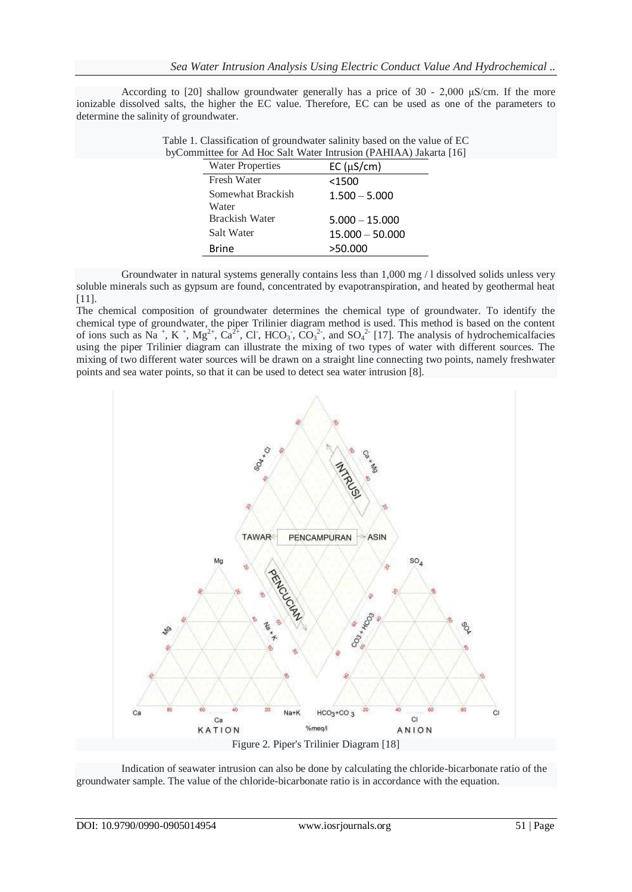According to [20] shallow groundwater generally has a price of 30 - 2,000 μS/cm. If the more ionizable dissolved salts, the higher the EC value. Therefore, EC can be used as one of the parameters to determine the salinity of groundwater.

Table 1. Classification of groundwater salinity based on the value of EC byCommittee for Ad Hoc Salt Water Intrusion (PAHIAA) Jakarta [16]

| Water Properties | EC (μS/cm) |
|---|---|
| Fresh Water | <1500 |
| Somewhat Brackish Water | 1.500 – 5.000 |
| Brackish Water | 5.000 – 15.000 |
| Salt Water | 15.000 – 50.000 |
| Brine | >50.000 |

Groundwater in natural systems generally contains less than 1,000 mg / l dissolved solids unless very soluble minerals such as gypsum are found, concentrated by evapotranspiration, and heated by geothermal heat [11].

The chemical composition of groundwater determines the chemical type of groundwater. To identify the chemical type of groundwater, the piper Trilinier diagram method is used. This method is based on the content of ions such as $Na^+$, $K^+$, $Mg^{2+}$, $Ca^{2+}$, $Cl^-$, $HCO_3^-$, $CO_3^{2-}$, and $SO_4^{2-}$ [17]. The analysis of hydrochemicalfacies using the piper Trilinier diagram can illustrate the mixing of two types of water with different sources. The mixing of two different water sources will be drawn on a straight line connecting two points, namely freshwater points and sea water points, so that it can be used to detect sea water intrusion [8].

Figure 2. Piper's Trilinier Diagram [18]

Indication of seawater intrusion can also be done by calculating the chloride-bicarbonate ratio of the groundwater sample. The value of the chloride-bicarbonate ratio is in accordance with the equation.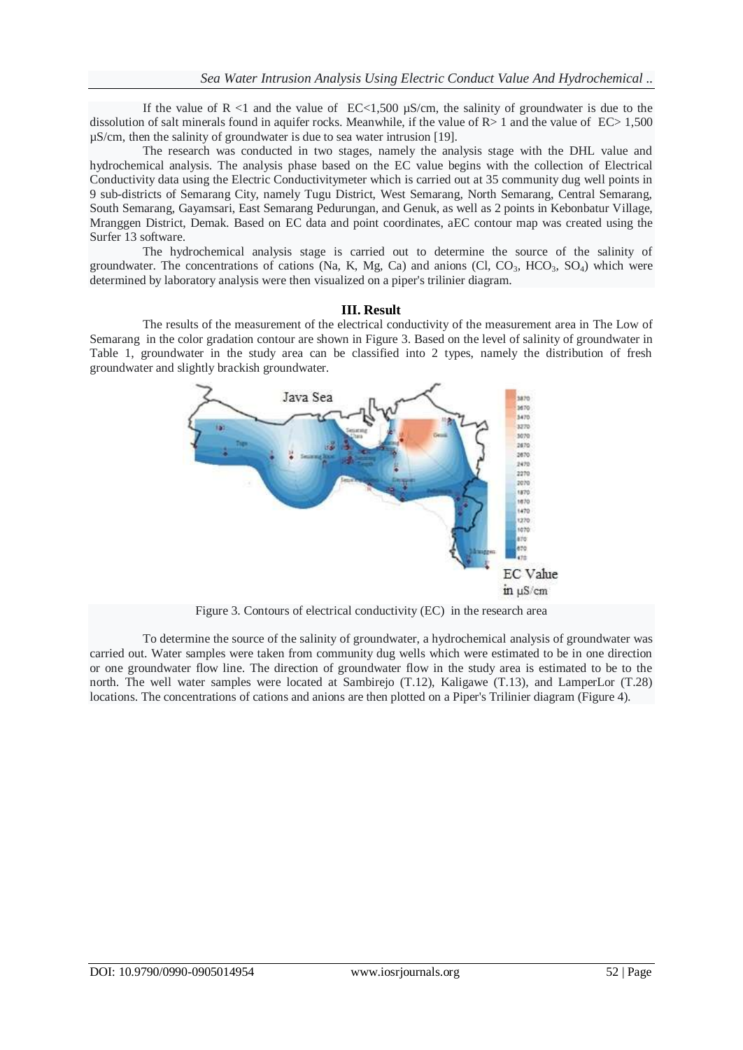If the value of R <1 and the value of EC<1,500 µS/cm, the salinity of groundwater is due to the dissolution of salt minerals found in aquifer rocks. Meanwhile, if the value of R> 1 and the value of EC> 1,500 µS/cm, then the salinity of groundwater is due to sea water intrusion [19].

The research was conducted in two stages, namely the analysis stage with the DHL value and hydrochemical analysis. The analysis phase based on the EC value begins with the collection of Electrical Conductivity data using the Electric Conductivitymeter which is carried out at 35 community dug well points in 9 sub-districts of Semarang City, namely Tugu District, West Semarang, North Semarang, Central Semarang, South Semarang, Gayamsari, East Semarang Pedurungan, and Genuk, as well as 2 points in Kebonbatur Village, Mranggen District, Demak. Based on EC data and point coordinates, aEC contour map was created using the Surfer 13 software.

The hydrochemical analysis stage is carried out to determine the source of the salinity of groundwater. The concentrations of cations (Na, K, Mg, Ca) and anions (Cl, $CO_3$, $HCO_3$, $SO_4$) which were determined by laboratory analysis were then visualized on a piper's trilinier diagram.

## III. Result

The results of the measurement of the electrical conductivity of the measurement area in The Low of Semarang in the color gradation contour are shown in Figure 3. Based on the level of salinity of groundwater in Table 1, groundwater in the study area can be classified into 2 types, namely the distribution of fresh groundwater and slightly brackish groundwater.

Figure 3. Contours of electrical conductivity (EC) in the research area

To determine the source of the salinity of groundwater, a hydrochemical analysis of groundwater was carried out. Water samples were taken from community dug wells which were estimated to be in one direction or one groundwater flow line. The direction of groundwater flow in the study area is estimated to be to the north. The well water samples were located at Sambirejo (T.12), Kaligawe (T.13), and LamperLor (T.28) locations. The concentrations of cations and anions are then plotted on a Piper's Trilinier diagram (Figure 4).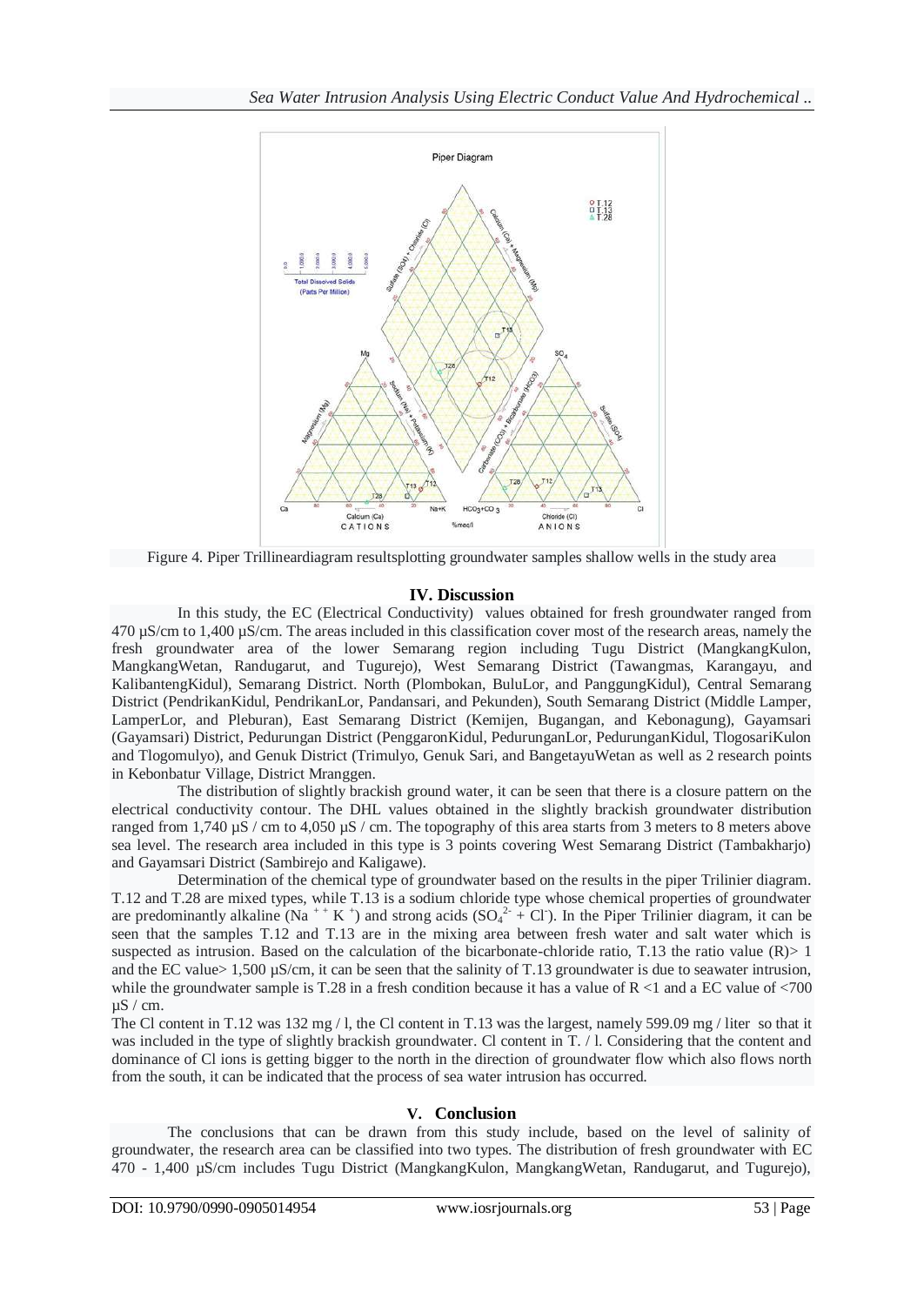Figure 4. Piper Trillineardiagram resultsplotting groundwater samples shallow wells in the study area

## IV. Discussion

In this study, the EC (Electrical Conductivity) values obtained for fresh groundwater ranged from 470 µS/cm to 1,400 µS/cm. The areas included in this classification cover most of the research areas, namely the fresh groundwater area of the lower Semarang region including Tugu District (MangkangKulon, MangkangWetan, Randugarut, and Tugurejo), West Semarang District (Tawangmas, Karangayu, and KalibantengKidul), Semarang District. North (Plombokan, BuluLor, and PanggungKidul), Central Semarang District (PendrikanKidul, PendrikanLor, Pandansari, and Pekunden), South Semarang District (Middle Lamper, LamperLor, and Pleburan), East Semarang District (Kemijen, Bugangan, and Kebonagung), Gayamsari (Gayamsari) District, Pedurungan District (PenggaronKidul, PedurunganLor, PedurunganKidul, TlogosariKulon and Tlogomulyo), and Genuk District (Trimulyo, Genuk Sari, and BangetayuWetan as well as 2 research points in Kebonbatur Village, District Mranggen.

The distribution of slightly brackish ground water, it can be seen that there is a closure pattern on the electrical conductivity contour. The DHL values obtained in the slightly brackish groundwater distribution ranged from 1,740 µS / cm to 4,050 µS / cm. The topography of this area starts from 3 meters to 8 meters above sea level. The research area included in this type is 3 points covering West Semarang District (Tambakharjo) and Gayamsari District (Sambirejo and Kaligawe).

Determination of the chemical type of groundwater based on the results in the piper Trilinier diagram. T.12 and T.28 are mixed types, while T.13 is a sodium chloride type whose chemical properties of groundwater are predominantly alkaline ($Na^{++}$ $K^{+}$) and strong acids ($SO_4^{2-}$ + $Cl^{-}$). In the Piper Trilinier diagram, it can be seen that the samples T.12 and T.13 are in the mixing area between fresh water and salt water which is suspected as intrusion. Based on the calculation of the bicarbonate-chloride ratio, T.13 the ratio value (R)> 1 and the EC value> 1,500 µS/cm, it can be seen that the salinity of T.13 groundwater is due to seawater intrusion, while the groundwater sample is T.28 in a fresh condition because it has a value of R <1 and a EC value of <700 µS / cm.

The Cl content in T.12 was 132 mg / l, the Cl content in T.13 was the largest, namely 599.09 mg / liter so that it was included in the type of slightly brackish groundwater. Cl content in T. / l. Considering that the content and dominance of Cl ions is getting bigger to the north in the direction of groundwater flow which also flows north from the south, it can be indicated that the process of sea water intrusion has occurred.

## V. Conclusion

The conclusions that can be drawn from this study include, based on the level of salinity of groundwater, the research area can be classified into two types. The distribution of fresh groundwater with EC 470 - 1,400 µS/cm includes Tugu District (MangkangKulon, MangkangWetan, Randugarut, and Tugurejo),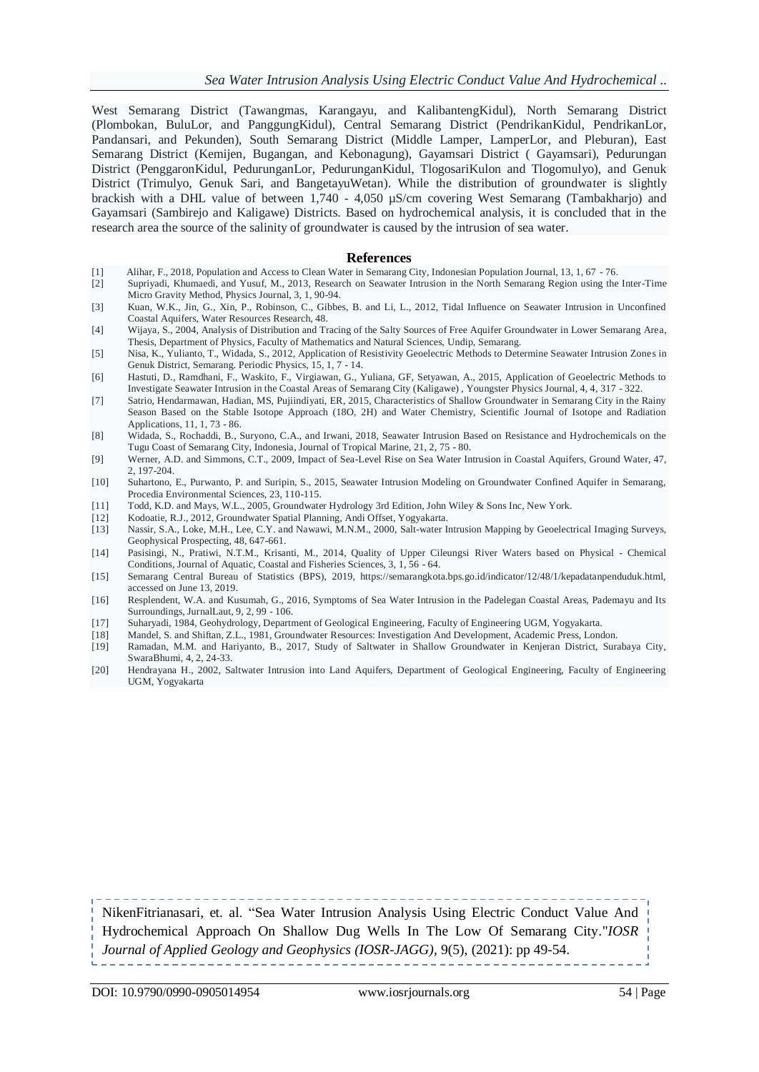West Semarang District (Tawangmas, Karangayu, and KalibantengKidul), North Semarang District (Plombokan, BuluLor, and PanggungKidul), Central Semarang District (PendrikanKidul, PendrikanLor, Pandansari, and Pekunden), South Semarang District (Middle Lamper, LamperLor, and Pleburan), East Semarang District (Kemijen, Bugangan, and Kebonagung), Gayamsari District ( Gayamsari), Pedurungan District (PenggaronKidul, PedurunganLor, PedurunganKidul, TlogosariKulon and Tlogomulyo), and Genuk District (Trimulyo, Genuk Sari, and BangetayuWetan). While the distribution of groundwater is slightly brackish with a DHL value of between 1,740 - 4,050 µS/cm covering West Semarang (Tambakharjo) and Gayamsari (Sambirejo and Kaligawe) Districts. Based on hydrochemical analysis, it is concluded that in the research area the source of the salinity of groundwater is caused by the intrusion of sea water.

## References

[1] Alihar, F., 2018, Population and Access to Clean Water in Semarang City, Indonesian Population Journal, 13, 1, 67 - 76.
[2] Supriyadi, Khumaedi, and Yusuf, M., 2013, Research on Seawater Intrusion in the North Semarang Region using the Inter-Time Micro Gravity Method, Physics Journal, 3, 1, 90-94.
[3] Kuan, W.K., Jin, G., Xin, P., Robinson, C., Gibbes, B. and Li, L., 2012, Tidal Influence on Seawater Intrusion in Unconfined Coastal Aquifers, Water Resources Research, 48.
[4] Wijaya, S., 2004, Analysis of Distribution and Tracing of the Salty Sources of Free Aquifer Groundwater in Lower Semarang Area, Thesis, Department of Physics, Faculty of Mathematics and Natural Sciences, Undip, Semarang.
[5] Nisa, K., Yulianto, T., Widada, S., 2012, Application of Resistivity Geoelectric Methods to Determine Seawater Intrusion Zones in Genuk District, Semarang. Periodic Physics, 15, 1, 7 - 14.
[6] Hastuti, D., Ramdhani, F., Waskito, F., Virgiawan, G., Yuliana, GF, Setyawan, A., 2015, Application of Geoelectric Methods to Investigate Seawater Intrusion in the Coastal Areas of Semarang City (Kaligawe) , Youngster Physics Journal, 4, 4, 317 - 322.
[7] Satrio, Hendarmawan, Hadian, MS, Pujiindiyati, ER, 2015, Characteristics of Shallow Groundwater in Semarang City in the Rainy Season Based on the Stable Isotope Approach (18O, 2H) and Water Chemistry, Scientific Journal of Isotope and Radiation Applications, 11, 1, 73 - 86.
[8] Widada, S., Rochaddi, B., Suryono, C.A., and Irwani, 2018, Seawater Intrusion Based on Resistance and Hydrochemicals on the Tugu Coast of Semarang City, Indonesia, Journal of Tropical Marine, 21, 2, 75 - 80.
[9] Werner, A.D. and Simmons, C.T., 2009, Impact of Sea-Level Rise on Sea Water Intrusion in Coastal Aquifers, Ground Water, 47, 2, 197-204.
[10] Suhartono, E., Purwanto, P. and Suripin, S., 2015, Seawater Intrusion Modeling on Groundwater Confined Aquifer in Semarang, Procedia Environmental Sciences, 23, 110-115.
[11] Todd, K.D. and Mays, W.L., 2005, Groundwater Hydrology 3rd Edition, John Wiley & Sons Inc, New York.
[12] Kodoatie, R.J., 2012, Groundwater Spatial Planning, Andi Offset, Yogyakarta.
[13] Nassir, S.A., Loke, M.H., Lee, C.Y. and Nawawi, M.N.M., 2000, Salt-water Intrusion Mapping by Geoelectrical Imaging Surveys, Geophysical Prospecting, 48, 647-661.
[14] Pasisingi, N., Pratiwi, N.T.M., Krisanti, M., 2014, Quality of Upper Cileungsi River Waters based on Physical - Chemical Conditions, Journal of Aquatic, Coastal and Fisheries Sciences, 3, 1, 56 - 64.
[15] Semarang Central Bureau of Statistics (BPS), 2019, https://semarangkota.bps.go.id/indicator/12/48/1/kepadatanpenduduk.html, accessed on June 13, 2019.
[16] Resplendent, W.A. and Kusumah, G., 2016, Symptoms of Sea Water Intrusion in the Padelegan Coastal Areas, Pademayu and Its Surroundings, JurnalLaut, 9, 2, 99 - 106.
[17] Suharyadi, 1984, Geohydrology, Department of Geological Engineering, Faculty of Engineering UGM, Yogyakarta.
[18] Mandel, S. and Shiftan, Z.L., 1981, Groundwater Resources: Investigation And Development, Academic Press, London.
[19] Ramadan, M.M. and Hariyanto, B., 2017, Study of Saltwater in Shallow Groundwater in Kenjeran District, Surabaya City, SwaraBhumi, 4, 2, 24-33.
[20] Hendrayana H., 2002, Saltwater Intrusion into Land Aquifers, Department of Geological Engineering, Faculty of Engineering UGM, Yogyakarta

NikenFitrianasari, et. al. "Sea Water Intrusion Analysis Using Electric Conduct Value And Hydrochemical Approach On Shallow Dug Wells In The Low Of Semarang City."*IOSR Journal of Applied Geology and Geophysics (IOSR-JAGG)*, 9(5), (2021): pp 49-54.